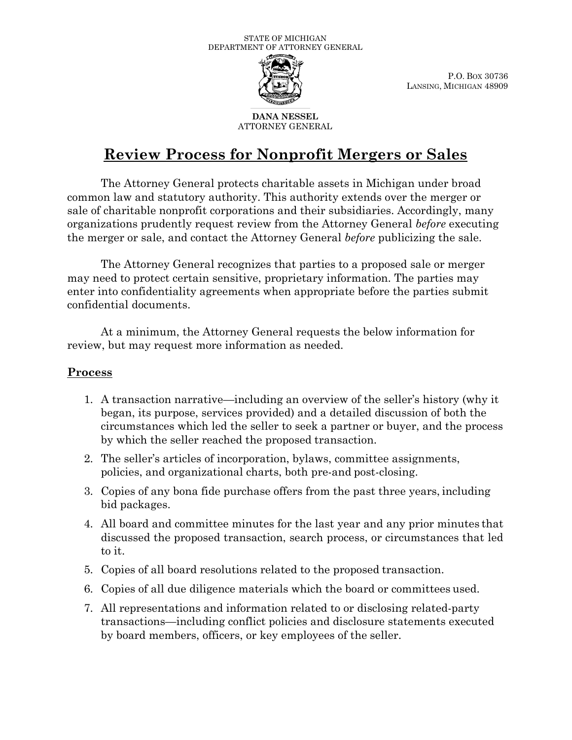STATE OF MICHIGAN
DEPARTMENT OF ATTORNEY GENERAL

P.O. BOX 30736
LANSING, MICHIGAN 48909

**DANA NESSEL**
ATTORNEY GENERAL

# Review Process for Nonprofit Mergers or Sales

The Attorney General protects charitable assets in Michigan under broad common law and statutory authority. This authority extends over the merger or sale of charitable nonprofit corporations and their subsidiaries. Accordingly, many organizations prudently request review from the Attorney General *before* executing the merger or sale, and contact the Attorney General *before* publicizing the sale.

The Attorney General recognizes that parties to a proposed sale or merger may need to protect certain sensitive, proprietary information. The parties may enter into confidentiality agreements when appropriate before the parties submit confidential documents.

At a minimum, the Attorney General requests the below information for review, but may request more information as needed.

## Process

1. A transaction narrative—including an overview of the seller's history (why it began, its purpose, services provided) and a detailed discussion of both the circumstances which led the seller to seek a partner or buyer, and the process by which the seller reached the proposed transaction.
2. The seller's articles of incorporation, bylaws, committee assignments, policies, and organizational charts, both pre-and post-closing.
3. Copies of any bona fide purchase offers from the past three years, including bid packages.
4. All board and committee minutes for the last year and any prior minutes that discussed the proposed transaction, search process, or circumstances that led to it.
5. Copies of all board resolutions related to the proposed transaction.
6. Copies of all due diligence materials which the board or committees used.
7. All representations and information related to or disclosing related-party transactions—including conflict policies and disclosure statements executed by board members, officers, or key employees of the seller.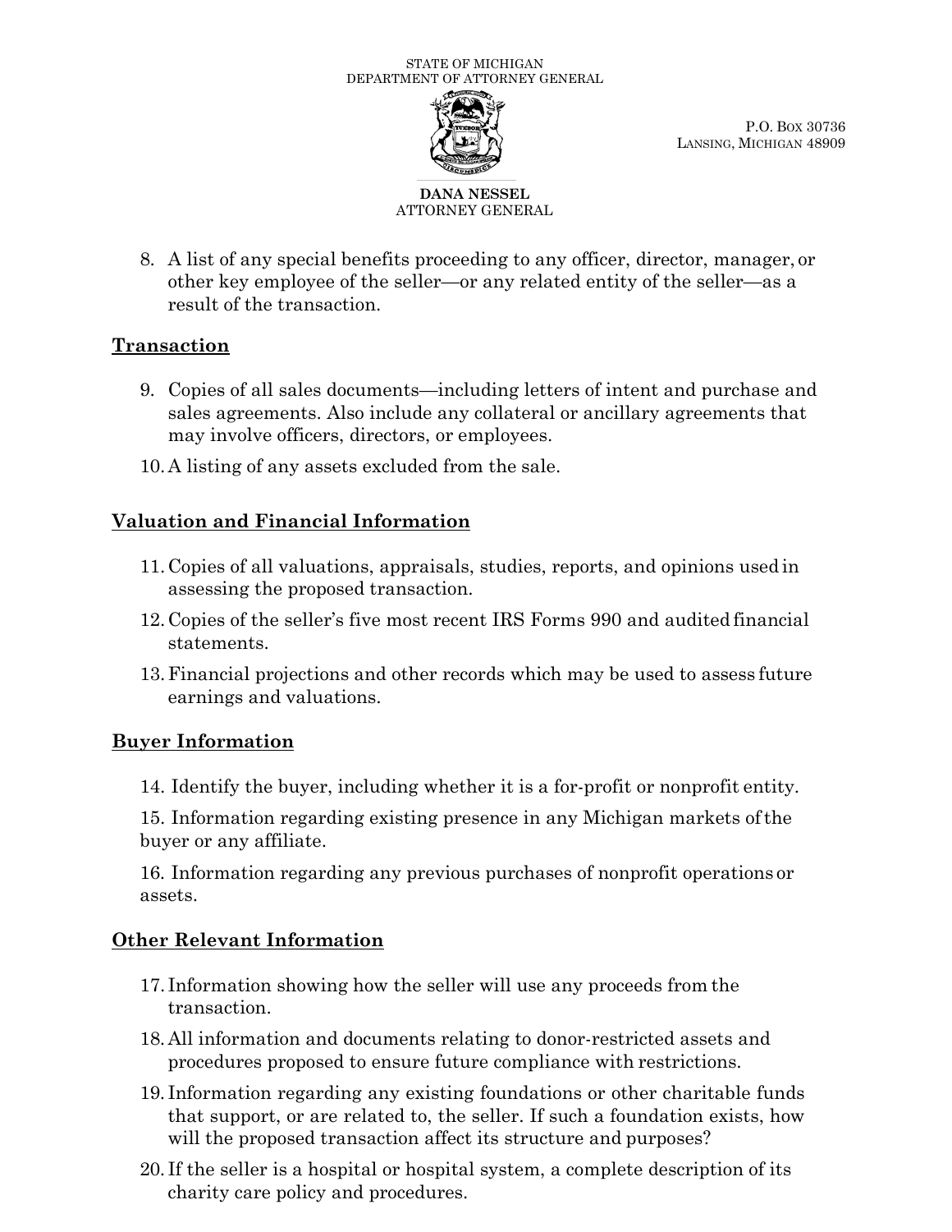8. A list of any special benefits proceeding to any officer, director, manager, or other key employee of the seller—or any related entity of the seller—as a result of the transaction.

## Transaction

9. Copies of all sales documents—including letters of intent and purchase and sales agreements. Also include any collateral or ancillary agreements that may involve officers, directors, or employees.
10. A listing of any assets excluded from the sale.

## Valuation and Financial Information

11. Copies of all valuations, appraisals, studies, reports, and opinions used in assessing the proposed transaction.
12. Copies of the seller's five most recent IRS Forms 990 and audited financial statements.
13. Financial projections and other records which may be used to assess future earnings and valuations.

## Buyer Information

14. Identify the buyer, including whether it is a for-profit or nonprofit entity.
15. Information regarding existing presence in any Michigan markets of the buyer or any affiliate.
16. Information regarding any previous purchases of nonprofit operations or assets.

## Other Relevant Information

17. Information showing how the seller will use any proceeds from the transaction.
18. All information and documents relating to donor-restricted assets and procedures proposed to ensure future compliance with restrictions.
19. Information regarding any existing foundations or other charitable funds that support, or are related to, the seller. If such a foundation exists, how will the proposed transaction affect its structure and purposes?
20. If the seller is a hospital or hospital system, a complete description of its charity care policy and procedures.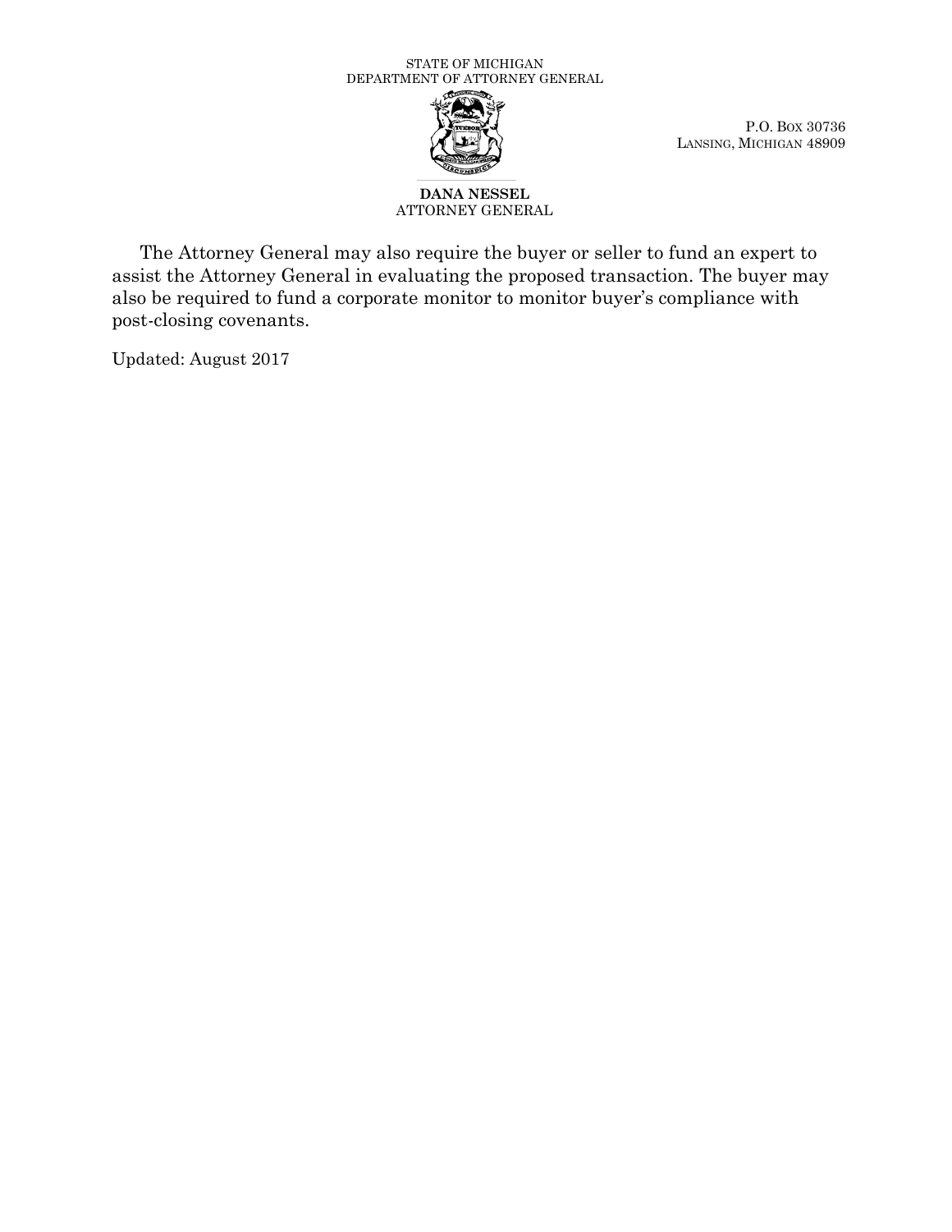STATE OF MICHIGAN
DEPARTMENT OF ATTORNEY GENERAL

P.O. BOX 30736
LANSING, MICHIGAN 48909

**DANA NESSEL**
ATTORNEY GENERAL

The Attorney General may also require the buyer or seller to fund an expert to assist the Attorney General in evaluating the proposed transaction. The buyer may also be required to fund a corporate monitor to monitor buyer's compliance with post-closing covenants.

Updated: August 2017